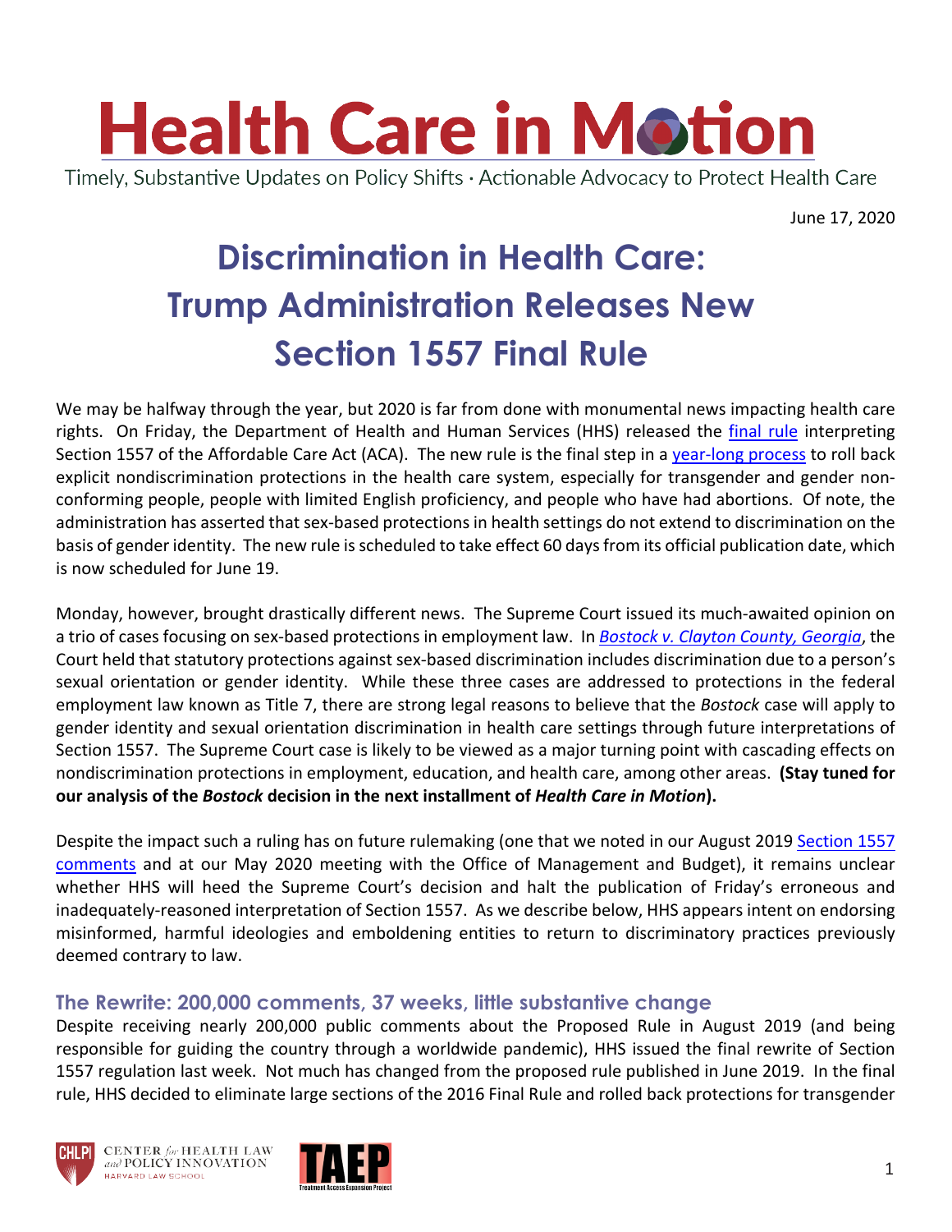# Health Care in Motion

Timely, Substantive Updates on Policy Shifts · Actionable Advocacy to Protect Health Care

June 17, 2020

# Discrimination in Health Care: Trump Administration Releases New Section 1557 Final Rule

We may be halfway through the year, but 2020 is far from done with monumental news impacting health care rights. On Friday, the Department of Health and Human Services (HHS) released the final rule interpreting Section 1557 of the Affordable Care Act (ACA). The new rule is the final step in a year-long process to roll back explicit nondiscrimination protections in the health care system, especially for transgender and gender non-conforming people, people with limited English proficiency, and people who have had abortions. Of note, the administration has asserted that sex-based protections in health settings do not extend to discrimination on the basis of gender identity. The new rule is scheduled to take effect 60 days from its official publication date, which is now scheduled for June 19.

Monday, however, brought drastically different news. The Supreme Court issued its much-awaited opinion on a trio of cases focusing on sex-based protections in employment law. In *Bostock v. Clayton County, Georgia*, the Court held that statutory protections against sex-based discrimination includes discrimination due to a person's sexual orientation or gender identity. While these three cases are addressed to protections in the federal employment law known as Title 7, there are strong legal reasons to believe that the *Bostock* case will apply to gender identity and sexual orientation discrimination in health care settings through future interpretations of Section 1557. The Supreme Court case is likely to be viewed as a major turning point with cascading effects on nondiscrimination protections in employment, education, and health care, among other areas. **(Stay tuned for our analysis of the *Bostock* decision in the next installment of *Health Care in Motion*).**

Despite the impact such a ruling has on future rulemaking (one that we noted in our August 2019 Section 1557 comments and at our May 2020 meeting with the Office of Management and Budget), it remains unclear whether HHS will heed the Supreme Court's decision and halt the publication of Friday's erroneous and inadequately-reasoned interpretation of Section 1557. As we describe below, HHS appears intent on endorsing misinformed, harmful ideologies and emboldening entities to return to discriminatory practices previously deemed contrary to law.

## The Rewrite: 200,000 comments, 37 weeks, little substantive change

Despite receiving nearly 200,000 public comments about the Proposed Rule in August 2019 (and being responsible for guiding the country through a worldwide pandemic), HHS issued the final rewrite of Section 1557 regulation last week. Not much has changed from the proposed rule published in June 2019. In the final rule, HHS decided to eliminate large sections of the 2016 Final Rule and rolled back protections for transgender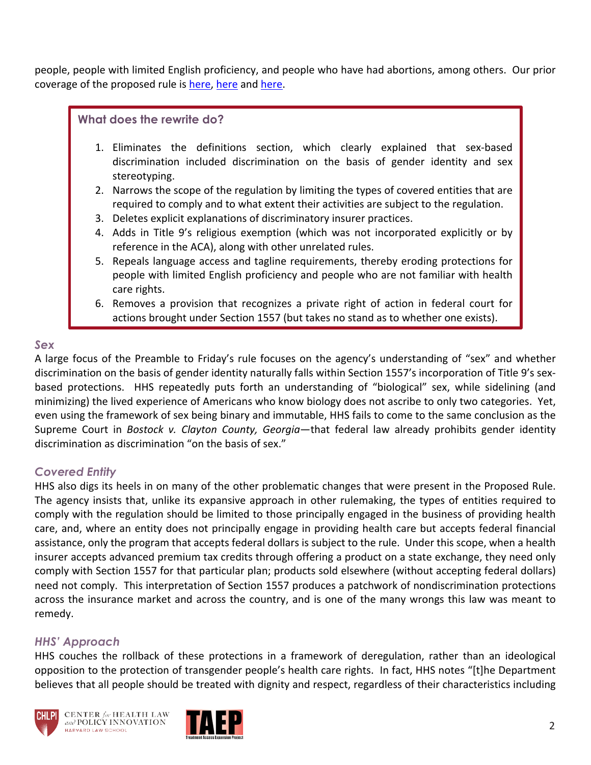people, people with limited English proficiency, and people who have had abortions, among others. Our prior coverage of the proposed rule is here, here and here.

> **What does the rewrite do?**
>
> 1. Eliminates the definitions section, which clearly explained that sex-based discrimination included discrimination on the basis of gender identity and sex stereotyping.
> 2. Narrows the scope of the regulation by limiting the types of covered entities that are required to comply and to what extent their activities are subject to the regulation.
> 3. Deletes explicit explanations of discriminatory insurer practices.
> 4. Adds in Title 9's religious exemption (which was not incorporated explicitly or by reference in the ACA), along with other unrelated rules.
> 5. Repeals language access and tagline requirements, thereby eroding protections for people with limited English proficiency and people who are not familiar with health care rights.
> 6. Removes a provision that recognizes a private right of action in federal court for actions brought under Section 1557 (but takes no stand as to whether one exists).

### *Sex*

A large focus of the Preamble to Friday's rule focuses on the agency's understanding of "sex" and whether discrimination on the basis of gender identity naturally falls within Section 1557's incorporation of Title 9's sex-based protections. HHS repeatedly puts forth an understanding of "biological" sex, while sidelining (and minimizing) the lived experience of Americans who know biology does not ascribe to only two categories. Yet, even using the framework of sex being binary and immutable, HHS fails to come to the same conclusion as the Supreme Court in *Bostock v. Clayton County, Georgia*—that federal law already prohibits gender identity discrimination as discrimination "on the basis of sex."

### *Covered Entity*

HHS also digs its heels in on many of the other problematic changes that were present in the Proposed Rule. The agency insists that, unlike its expansive approach in other rulemaking, the types of entities required to comply with the regulation should be limited to those principally engaged in the business of providing health care, and, where an entity does not principally engage in providing health care but accepts federal financial assistance, only the program that accepts federal dollars is subject to the rule. Under this scope, when a health insurer accepts advanced premium tax credits through offering a product on a state exchange, they need only comply with Section 1557 for that particular plan; products sold elsewhere (without accepting federal dollars) need not comply. This interpretation of Section 1557 produces a patchwork of nondiscrimination protections across the insurance market and across the country, and is one of the many wrongs this law was meant to remedy.

### *HHS' Approach*

HHS couches the rollback of these protections in a framework of deregulation, rather than an ideological opposition to the protection of transgender people's health care rights. In fact, HHS notes "[t]he Department believes that all people should be treated with dignity and respect, regardless of their characteristics including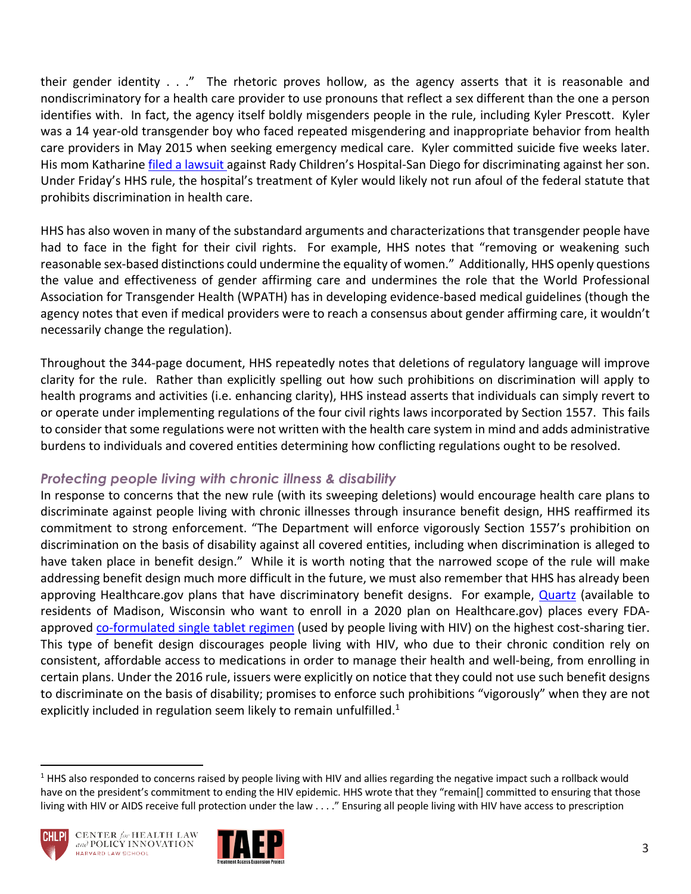their gender identity . . ." The rhetoric proves hollow, as the agency asserts that it is reasonable and nondiscriminatory for a health care provider to use pronouns that reflect a sex different than the one a person identifies with. In fact, the agency itself boldly misgenders people in the rule, including Kyler Prescott. Kyler was a 14 year-old transgender boy who faced repeated misgendering and inappropriate behavior from health care providers in May 2015 when seeking emergency medical care. Kyler committed suicide five weeks later. His mom Katharine filed a lawsuit against Rady Children's Hospital-San Diego for discriminating against her son. Under Friday's HHS rule, the hospital's treatment of Kyler would likely not run afoul of the federal statute that prohibits discrimination in health care.

HHS has also woven in many of the substandard arguments and characterizations that transgender people have had to face in the fight for their civil rights. For example, HHS notes that "removing or weakening such reasonable sex-based distinctions could undermine the equality of women." Additionally, HHS openly questions the value and effectiveness of gender affirming care and undermines the role that the World Professional Association for Transgender Health (WPATH) has in developing evidence-based medical guidelines (though the agency notes that even if medical providers were to reach a consensus about gender affirming care, it wouldn't necessarily change the regulation).

Throughout the 344-page document, HHS repeatedly notes that deletions of regulatory language will improve clarity for the rule. Rather than explicitly spelling out how such prohibitions on discrimination will apply to health programs and activities (i.e. enhancing clarity), HHS instead asserts that individuals can simply revert to or operate under implementing regulations of the four civil rights laws incorporated by Section 1557. This fails to consider that some regulations were not written with the health care system in mind and adds administrative burdens to individuals and covered entities determining how conflicting regulations ought to be resolved.

### *Protecting people living with chronic illness & disability*

In response to concerns that the new rule (with its sweeping deletions) would encourage health care plans to discriminate against people living with chronic illnesses through insurance benefit design, HHS reaffirmed its commitment to strong enforcement. "The Department will enforce vigorously Section 1557's prohibition on discrimination on the basis of disability against all covered entities, including when discrimination is alleged to have taken place in benefit design." While it is worth noting that the narrowed scope of the rule will make addressing benefit design much more difficult in the future, we must also remember that HHS has already been approving Healthcare.gov plans that have discriminatory benefit designs. For example, Quartz (available to residents of Madison, Wisconsin who want to enroll in a 2020 plan on Healthcare.gov) places every FDA-approved co-formulated single tablet regimen (used by people living with HIV) on the highest cost-sharing tier. This type of benefit design discourages people living with HIV, who due to their chronic condition rely on consistent, affordable access to medications in order to manage their health and well-being, from enrolling in certain plans. Under the 2016 rule, issuers were explicitly on notice that they could not use such benefit designs to discriminate on the basis of disability; promises to enforce such prohibitions "vigorously" when they are not explicitly included in regulation seem likely to remain unfulfilled.[1]

[1] HHS also responded to concerns raised by people living with HIV and allies regarding the negative impact such a rollback would have on the president's commitment to ending the HIV epidemic. HHS wrote that they "remain[] committed to ensuring that those living with HIV or AIDS receive full protection under the law . . . ." Ensuring all people living with HIV have access to prescription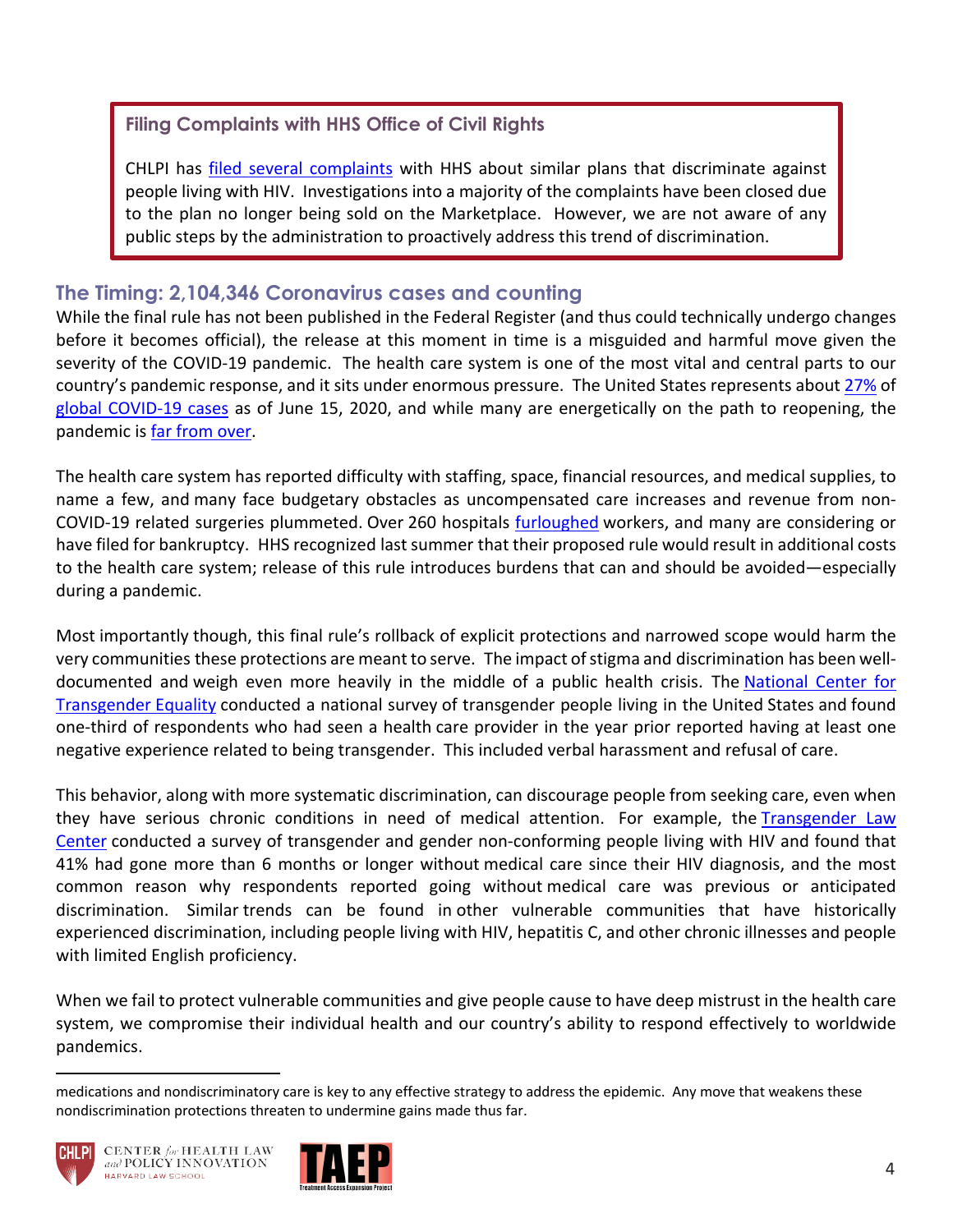### Filing Complaints with HHS Office of Civil Rights

CHLPI has filed several complaints with HHS about similar plans that discriminate against people living with HIV. Investigations into a majority of the complaints have been closed due to the plan no longer being sold on the Marketplace. However, we are not aware of any public steps by the administration to proactively address this trend of discrimination.

## The Timing: 2,104,346 Coronavirus cases and counting

While the final rule has not been published in the Federal Register (and thus could technically undergo changes before it becomes official), the release at this moment in time is a misguided and harmful move given the severity of the COVID-19 pandemic. The health care system is one of the most vital and central parts to our country's pandemic response, and it sits under enormous pressure. The United States represents about 27% of global COVID-19 cases as of June 15, 2020, and while many are energetically on the path to reopening, the pandemic is far from over.

The health care system has reported difficulty with staffing, space, financial resources, and medical supplies, to name a few, and many face budgetary obstacles as uncompensated care increases and revenue from non-COVID-19 related surgeries plummeted. Over 260 hospitals furloughed workers, and many are considering or have filed for bankruptcy. HHS recognized last summer that their proposed rule would result in additional costs to the health care system; release of this rule introduces burdens that can and should be avoided—especially during a pandemic.

Most importantly though, this final rule's rollback of explicit protections and narrowed scope would harm the very communities these protections are meant to serve. The impact of stigma and discrimination has been well-documented and weigh even more heavily in the middle of a public health crisis. The National Center for Transgender Equality conducted a national survey of transgender people living in the United States and found one-third of respondents who had seen a health care provider in the year prior reported having at least one negative experience related to being transgender. This included verbal harassment and refusal of care.

This behavior, along with more systematic discrimination, can discourage people from seeking care, even when they have serious chronic conditions in need of medical attention. For example, the Transgender Law Center conducted a survey of transgender and gender non-conforming people living with HIV and found that 41% had gone more than 6 months or longer without medical care since their HIV diagnosis, and the most common reason why respondents reported going without medical care was previous or anticipated discrimination. Similar trends can be found in other vulnerable communities that have historically experienced discrimination, including people living with HIV, hepatitis C, and other chronic illnesses and people with limited English proficiency.

When we fail to protect vulnerable communities and give people cause to have deep mistrust in the health care system, we compromise their individual health and our country's ability to respond effectively to worldwide pandemics.

---

medications and nondiscriminatory care is key to any effective strategy to address the epidemic. Any move that weakens these nondiscrimination protections threaten to undermine gains made thus far.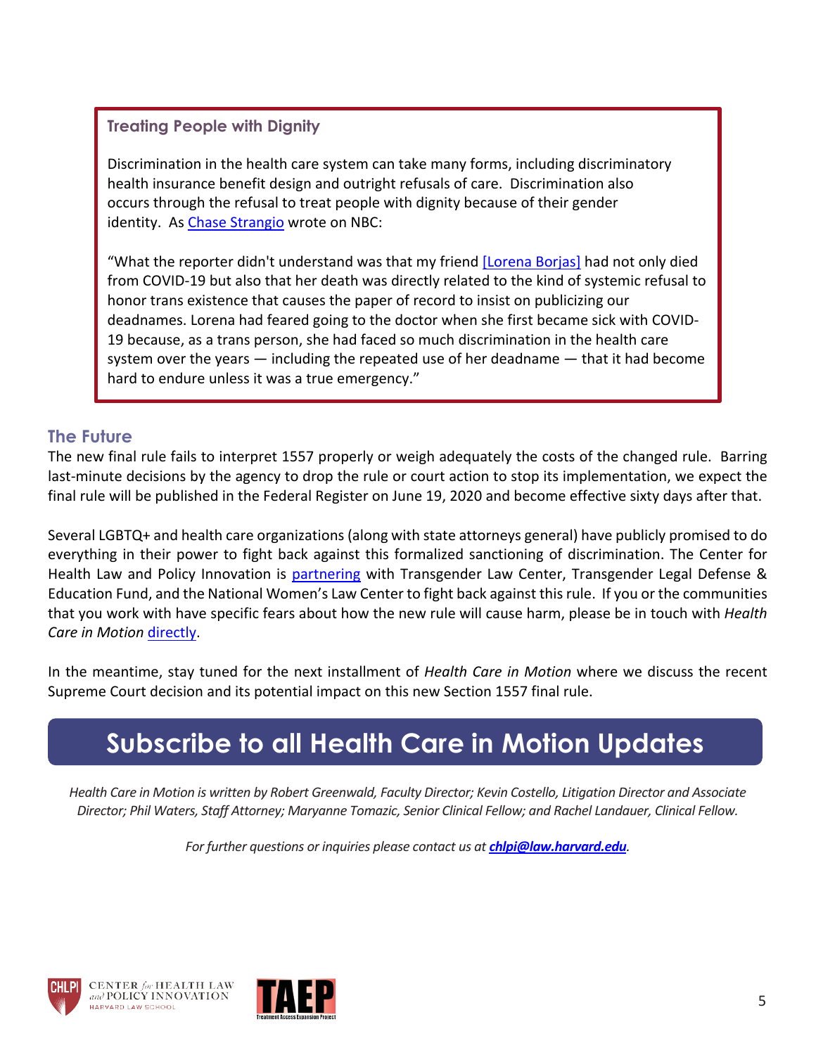### Treating People with Dignity

Discrimination in the health care system can take many forms, including discriminatory health insurance benefit design and outright refusals of care. Discrimination also occurs through the refusal to treat people with dignity because of their gender identity. As Chase Strangio wrote on NBC:

"What the reporter didn't understand was that my friend [Lorena Borjas] had not only died from COVID-19 but also that her death was directly related to the kind of systemic refusal to honor trans existence that causes the paper of record to insist on publicizing our deadnames. Lorena had feared going to the doctor when she first became sick with COVID-19 because, as a trans person, she had faced so much discrimination in the health care system over the years — including the repeated use of her deadname — that it had become hard to endure unless it was a true emergency."

## The Future

The new final rule fails to interpret 1557 properly or weigh adequately the costs of the changed rule. Barring last-minute decisions by the agency to drop the rule or court action to stop its implementation, we expect the final rule will be published in the Federal Register on June 19, 2020 and become effective sixty days after that.

Several LGBTQ+ and health care organizations (along with state attorneys general) have publicly promised to do everything in their power to fight back against this formalized sanctioning of discrimination. The Center for Health Law and Policy Innovation is partnering with Transgender Law Center, Transgender Legal Defense & Education Fund, and the National Women's Law Center to fight back against this rule. If you or the communities that you work with have specific fears about how the new rule will cause harm, please be in touch with *Health Care in Motion* directly.

In the meantime, stay tuned for the next installment of *Health Care in Motion* where we discuss the recent Supreme Court decision and its potential impact on this new Section 1557 final rule.

## Subscribe to all Health Care in Motion Updates

*Health Care in Motion is written by Robert Greenwald, Faculty Director; Kevin Costello, Litigation Director and Associate Director; Phil Waters, Staff Attorney; Maryanne Tomazic, Senior Clinical Fellow; and Rachel Landauer, Clinical Fellow.*

*For further questions or inquiries please contact us at* ***chlpi@law.harvard.edu****.*

CHLPI CENTER for HEALTH LAW and POLICY INNOVATION HARVARD LAW SCHOOL

TAEP Treatment Access Expansion Project